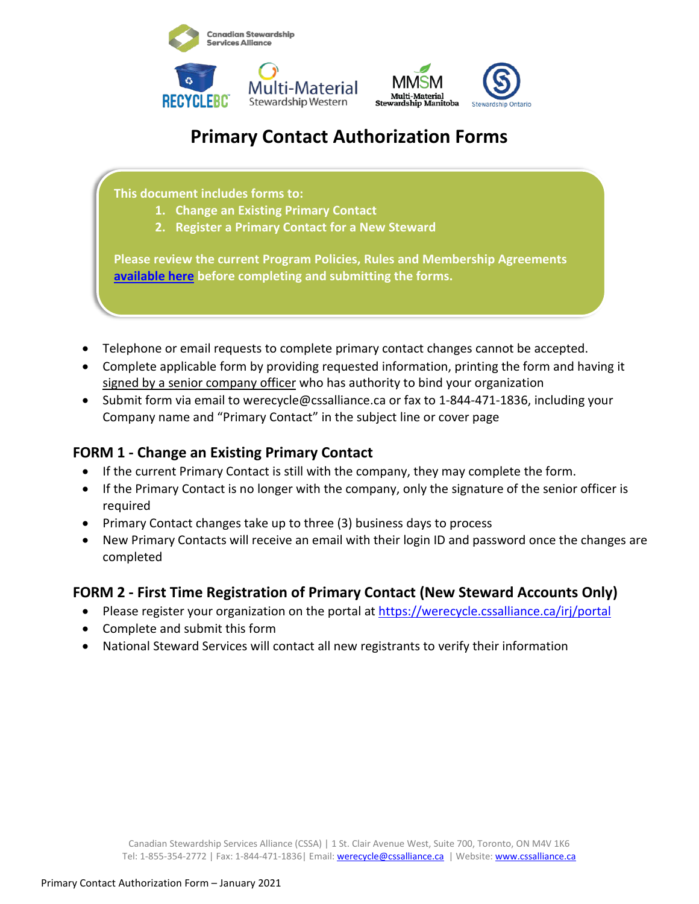# Primary Contact Authorization Forms

This document includes forms to:

1. Change an Existing Primary Contact
2. Register a Primary Contact for a New Steward

Please review the current Program Policies, Rules and Membership Agreements [available here](#) before completing and submitting the forms.

- Telephone or email requests to complete primary contact changes cannot be accepted.
- Complete applicable form by providing requested information, printing the form and having it signed by a senior company officer who has authority to bind your organization
- Submit form via email to werecycle@cssalliance.ca or fax to 1-844-471-1836, including your Company name and "Primary Contact" in the subject line or cover page

## FORM 1 - Change an Existing Primary Contact

- If the current Primary Contact is still with the company, they may complete the form.
- If the Primary Contact is no longer with the company, only the signature of the senior officer is required
- Primary Contact changes take up to three (3) business days to process
- New Primary Contacts will receive an email with their login ID and password once the changes are completed

## FORM 2 - First Time Registration of Primary Contact (New Steward Accounts Only)

- Please register your organization on the portal at https://werecycle.cssalliance.ca/irj/portal
- Complete and submit this form
- National Steward Services will contact all new registrants to verify their information

Canadian Stewardship Services Alliance (CSSA) | 1 St. Clair Avenue West, Suite 700, Toronto, ON M4V 1K6
Tel: 1-855-354-2772 | Fax: 1-844-471-1836| Email: werecycle@cssalliance.ca | Website: www.cssalliance.ca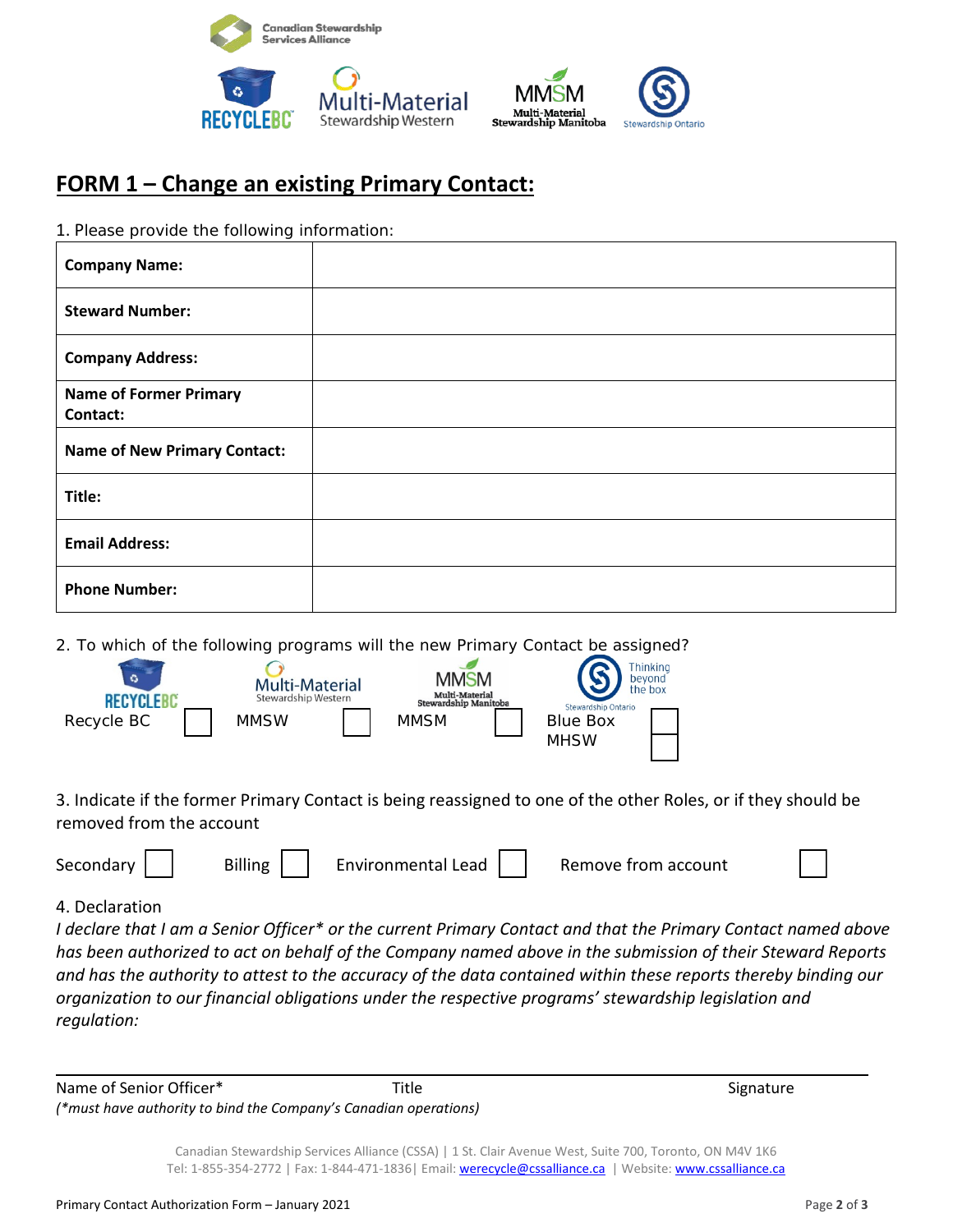Canadian Stewardship Services Alliance

RECYCLEBC | Multi-Material Stewardship Western | MMSM Multi-Material Stewardship Manitoba | Stewardship Ontario

# FORM 1 – Change an existing Primary Contact:

1. Please provide the following information:

| | |
|---|---|
| **Company Name:** | |
| **Steward Number:** | |
| **Company Address:** | |
| **Name of Former Primary Contact:** | |
| **Name of New Primary Contact:** | |
| **Title:** | |
| **Email Address:** | |
| **Phone Number:** | |

2. To which of the following programs will the new Primary Contact be assigned?

Recycle BC ☐ MMSW ☐ MMSM ☐ Blue Box ☐ MHSW ☐

3. Indicate if the former Primary Contact is being reassigned to one of the other Roles, or if they should be removed from the account

Secondary ☐ Billing ☐ Environmental Lead ☐ Remove from account ☐

4. Declaration

*I declare that I am a Senior Officer* or the current Primary Contact and that the Primary Contact named above has been authorized to act on behalf of the Company named above in the submission of their Steward Reports and has the authority to attest to the accuracy of the data contained within these reports thereby binding our organization to our financial obligations under the respective programs' stewardship legislation and regulation:*

Name of Senior Officer* Title Signature

*(*must have authority to bind the Company's Canadian operations)*

Canadian Stewardship Services Alliance (CSSA) | 1 St. Clair Avenue West, Suite 700, Toronto, ON M4V 1K6
Tel: 1-855-354-2772 | Fax: 1-844-471-1836| Email: werecycle@cssalliance.ca | Website: www.cssalliance.ca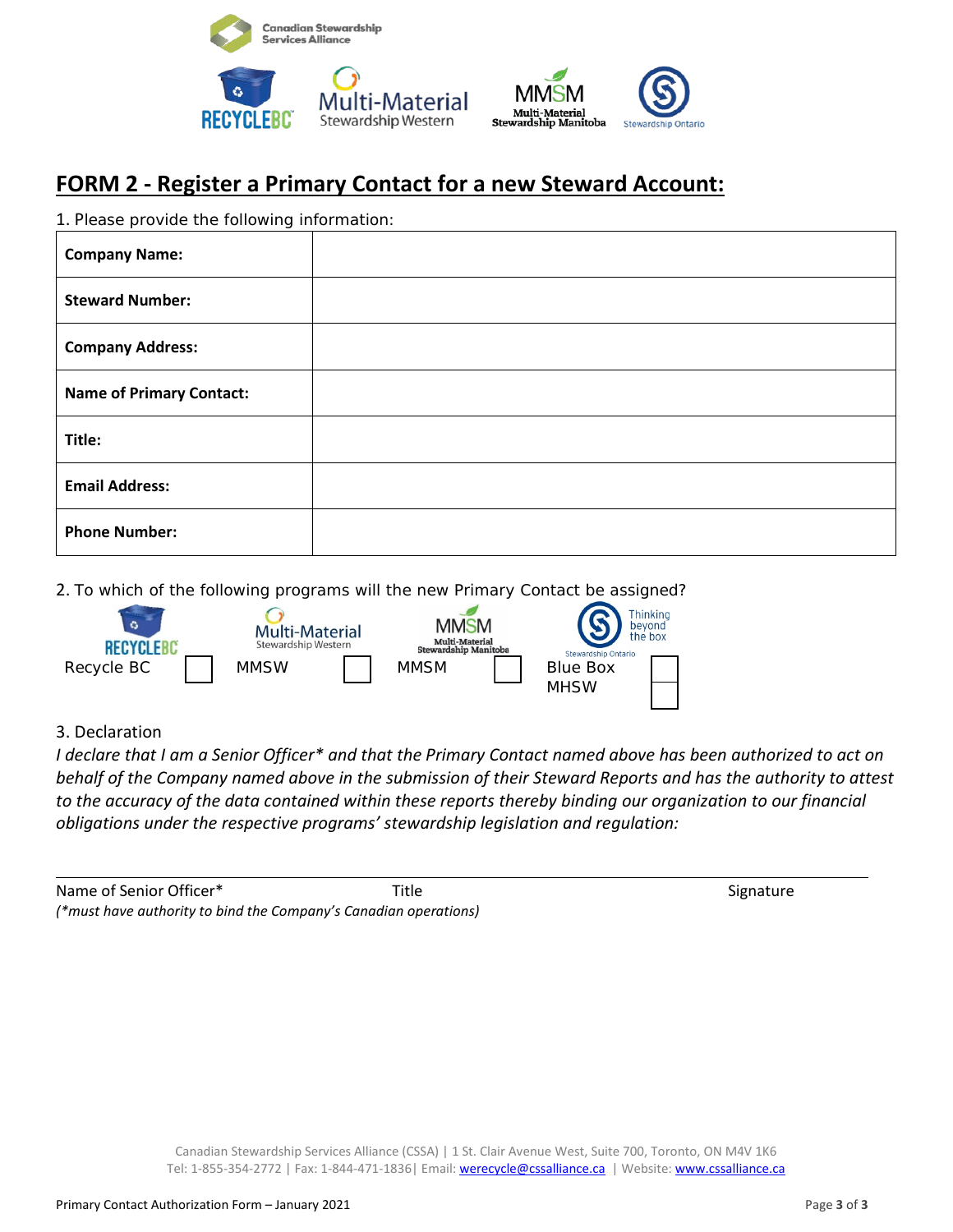Canadian Stewardship Services Alliance

# FORM 2 - Register a Primary Contact for a new Steward Account:

1. Please provide the following information:

| | |
|---|---|
| **Company Name:** | |
| **Steward Number:** | |
| **Company Address:** | |
| **Name of Primary Contact:** | |
| **Title:** | |
| **Email Address:** | |
| **Phone Number:** | |

2. To which of the following programs will the new Primary Contact be assigned?

Recycle BC ☐ MMSW ☐ MMSM ☐ Blue Box ☐ MHSW ☐

3. Declaration

*I declare that I am a Senior Officer\* and that the Primary Contact named above has been authorized to act on behalf of the Company named above in the submission of their Steward Reports and has the authority to attest to the accuracy of the data contained within these reports thereby binding our organization to our financial obligations under the respective programs' stewardship legislation and regulation:*

Name of Senior Officer* — Title — Signature

*(\*must have authority to bind the Company's Canadian operations)*

Canadian Stewardship Services Alliance (CSSA) | 1 St. Clair Avenue West, Suite 700, Toronto, ON M4V 1K6
Tel: 1-855-354-2772 | Fax: 1-844-471-1836| Email: werecycle@cssalliance.ca | Website: www.cssalliance.ca

Primary Contact Authorization Form – January 2021